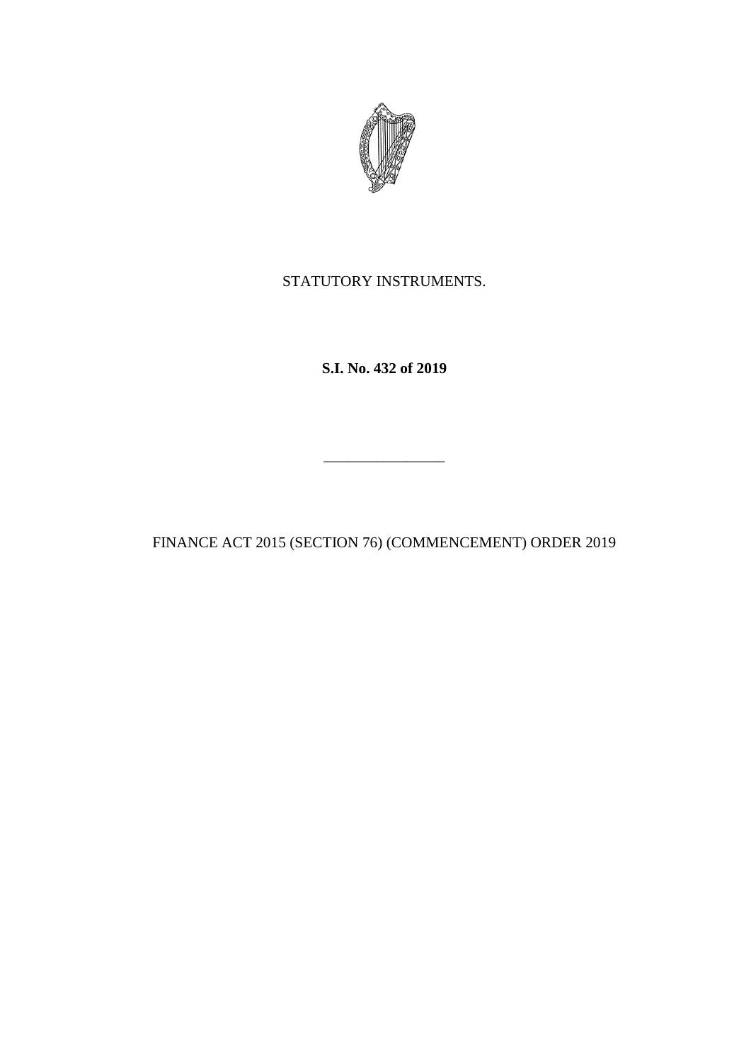STATUTORY INSTRUMENTS.

**S.I. No. 432 of 2019**

---

FINANCE ACT 2015 (SECTION 76) (COMMENCEMENT) ORDER 2019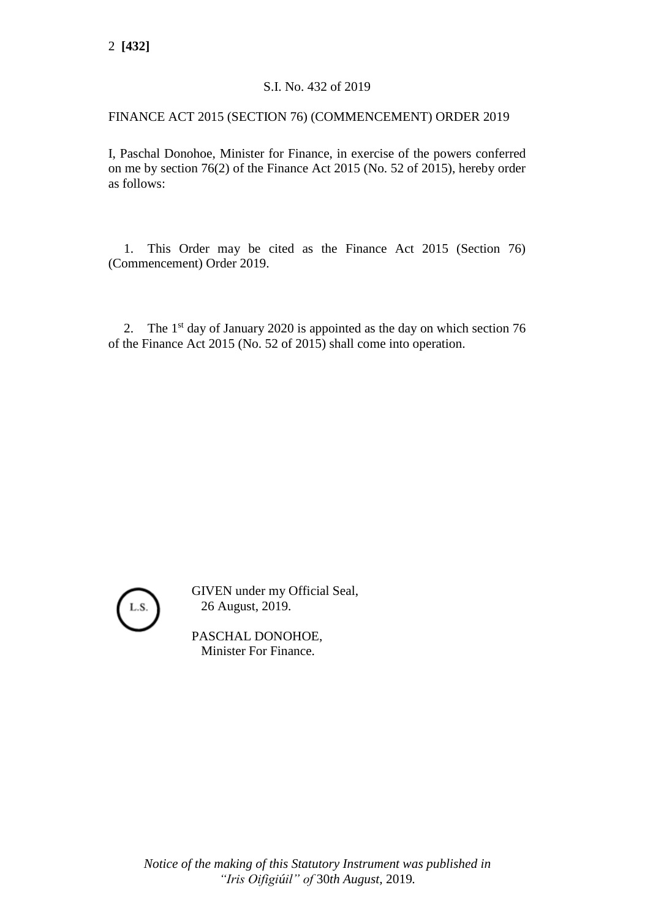S.I. No. 432 of 2019

FINANCE ACT 2015 (SECTION 76) (COMMENCEMENT) ORDER 2019

I, Paschal Donohoe, Minister for Finance, in exercise of the powers conferred on me by section 76(2) of the Finance Act 2015 (No. 52 of 2015), hereby order as follows:

1. This Order may be cited as the Finance Act 2015 (Section 76) (Commencement) Order 2019.

2. The 1st day of January 2020 is appointed as the day on which section 76 of the Finance Act 2015 (No. 52 of 2015) shall come into operation.

L.S.

GIVEN under my Official Seal,
26 August, 2019.

PASCHAL DONOHOE,
Minister For Finance.

*Notice of the making of this Statutory Instrument was published in "Iris Oifigiúil" of* 30*th August*, 2019*.*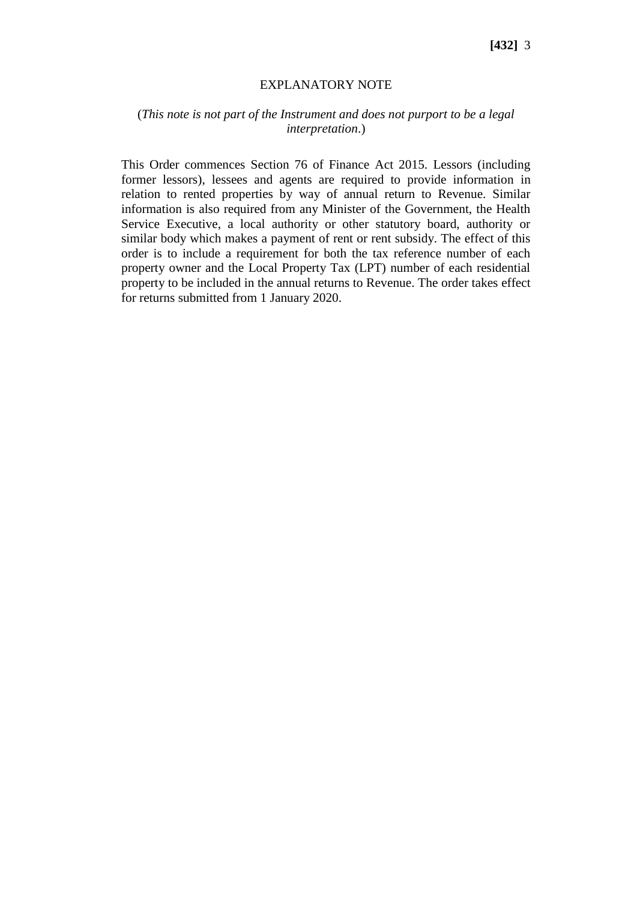## EXPLANATORY NOTE

(*This note is not part of the Instrument and does not purport to be a legal interpretation*.)

This Order commences Section 76 of Finance Act 2015. Lessors (including former lessors), lessees and agents are required to provide information in relation to rented properties by way of annual return to Revenue. Similar information is also required from any Minister of the Government, the Health Service Executive, a local authority or other statutory board, authority or similar body which makes a payment of rent or rent subsidy. The effect of this order is to include a requirement for both the tax reference number of each property owner and the Local Property Tax (LPT) number of each residential property to be included in the annual returns to Revenue. The order takes effect for returns submitted from 1 January 2020.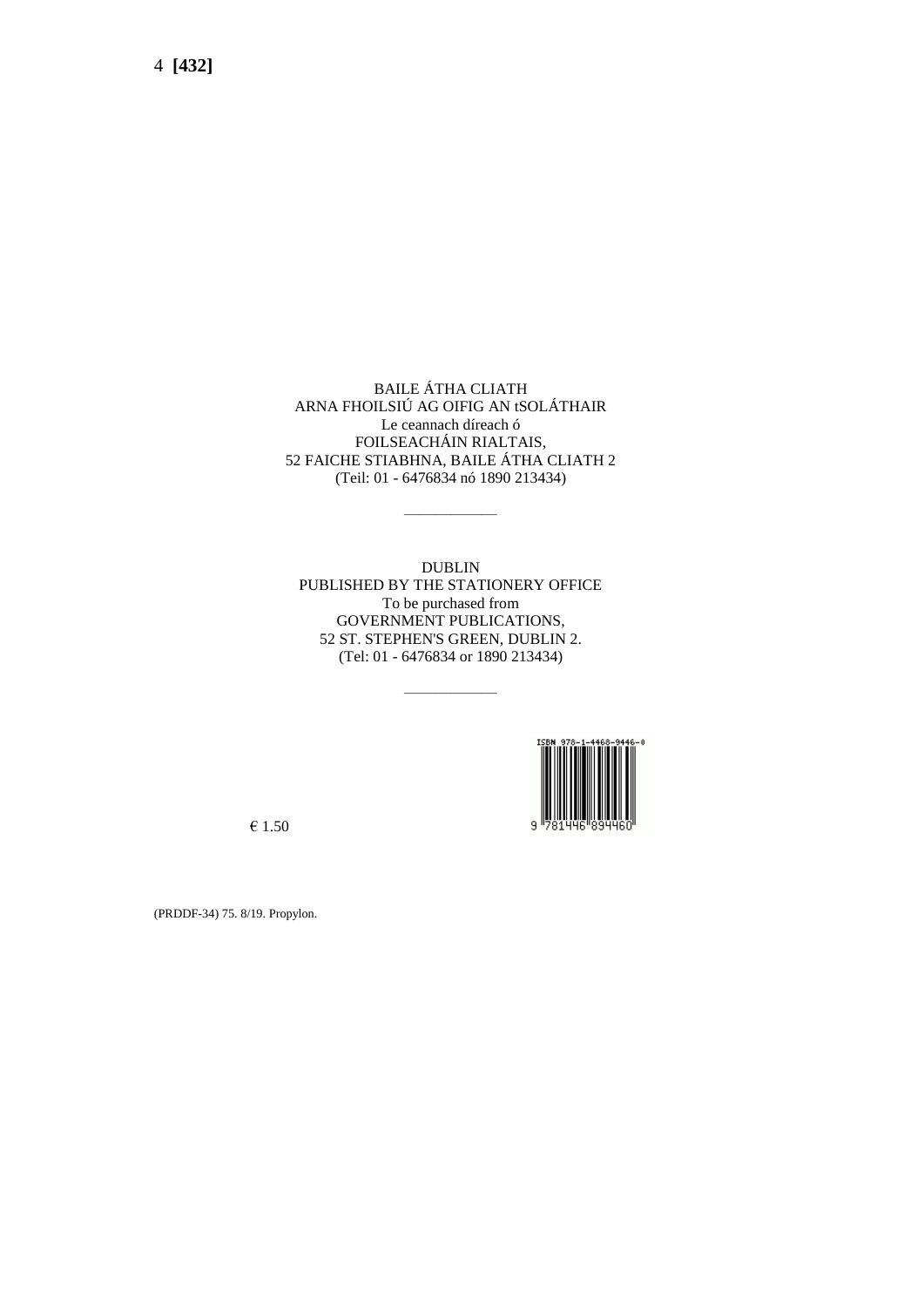BAILE ÁTHA CLIATH
ARNA FHOILSIÚ AG OIFIG AN tSOLÁTHAIR
Le ceannach díreach ó
FOILSEACHÁIN RIALTAIS,
52 FAICHE STIABHNA, BAILE ÁTHA CLIATH 2
(Teil: 01 - 6476834 nó 1890 213434)

---

DUBLIN
PUBLISHED BY THE STATIONERY OFFICE
To be purchased from
GOVERNMENT PUBLICATIONS,
52 ST. STEPHEN'S GREEN, DUBLIN 2.
(Tel: 01 - 6476834 or 1890 213434)

---

ISBN 978-1-4468-9446-0

9 781446 894460

€ 1.50

(PRDDF-34) 75. 8/19. Propylon.